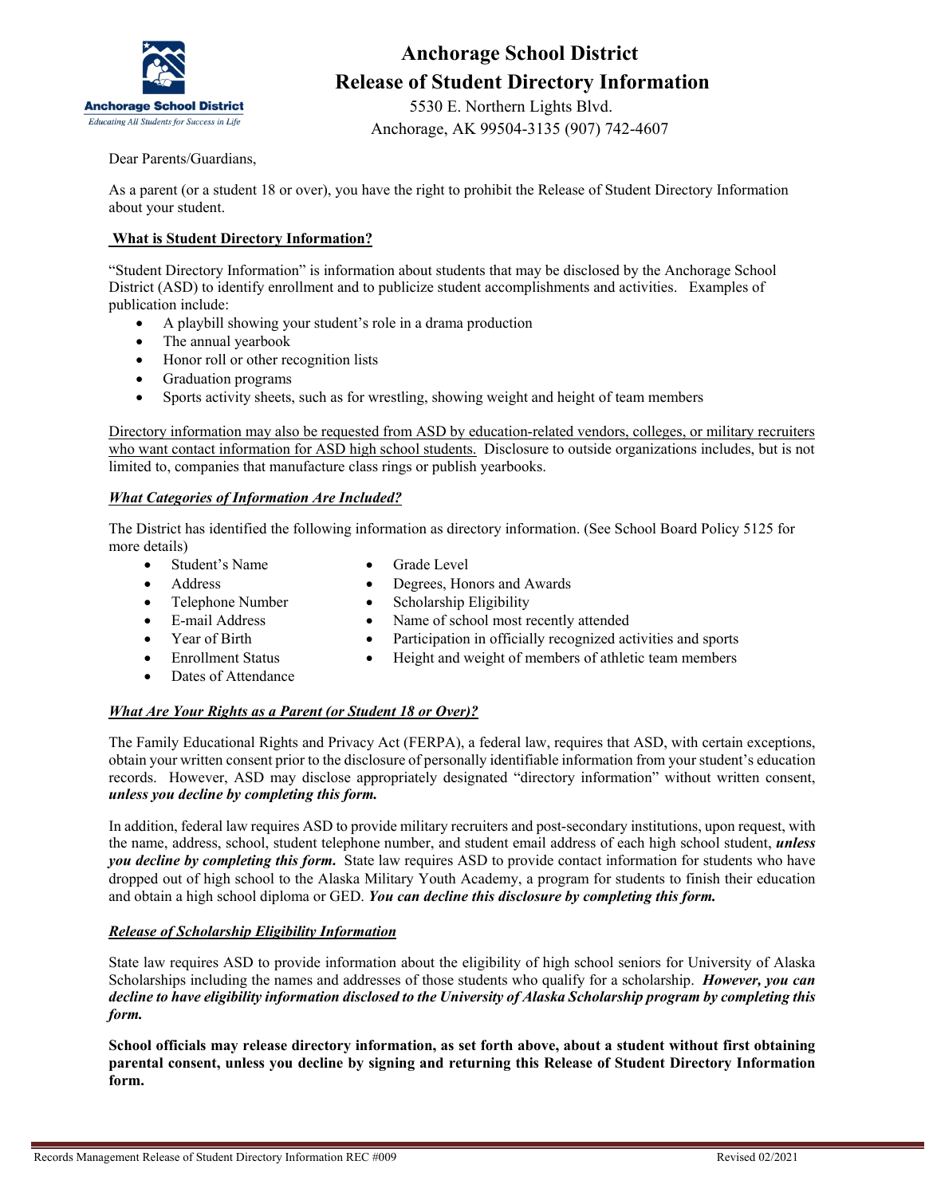# Anchorage School District
## Release of Student Directory Information

5530 E. Northern Lights Blvd.
Anchorage, AK 99504-3135 (907) 742-4607

Dear Parents/Guardians,

As a parent (or a student 18 or over), you have the right to prohibit the Release of Student Directory Information about your student.

### What is Student Directory Information?

"Student Directory Information" is information about students that may be disclosed by the Anchorage School District (ASD) to identify enrollment and to publicize student accomplishments and activities. Examples of publication include:

- A playbill showing your student's role in a drama production
- The annual yearbook
- Honor roll or other recognition lists
- Graduation programs
- Sports activity sheets, such as for wrestling, showing weight and height of team members

Directory information may also be requested from ASD by education-related vendors, colleges, or military recruiters who want contact information for ASD high school students. Disclosure to outside organizations includes, but is not limited to, companies that manufacture class rings or publish yearbooks.

### *What Categories of Information Are Included?*

The District has identified the following information as directory information. (See School Board Policy 5125 for more details)

- Student's Name
- Address
- Telephone Number
- E-mail Address
- Year of Birth
- Enrollment Status
- Dates of Attendance
- Grade Level
- Degrees, Honors and Awards
- Scholarship Eligibility
- Name of school most recently attended
- Participation in officially recognized activities and sports
- Height and weight of members of athletic team members

### *What Are Your Rights as a Parent (or Student 18 or Over)?*

The Family Educational Rights and Privacy Act (FERPA), a federal law, requires that ASD, with certain exceptions, obtain your written consent prior to the disclosure of personally identifiable information from your student's education records. However, ASD may disclose appropriately designated "directory information" without written consent, ***unless you decline by completing this form.***

In addition, federal law requires ASD to provide military recruiters and post-secondary institutions, upon request, with the name, address, school, student telephone number, and student email address of each high school student, ***unless you decline by completing this form.*** State law requires ASD to provide contact information for students who have dropped out of high school to the Alaska Military Youth Academy, a program for students to finish their education and obtain a high school diploma or GED. ***You can decline this disclosure by completing this form.***

### *Release of Scholarship Eligibility Information*

State law requires ASD to provide information about the eligibility of high school seniors for University of Alaska Scholarships including the names and addresses of those students who qualify for a scholarship. ***However, you can decline to have eligibility information disclosed to the University of Alaska Scholarship program by completing this form.***

**School officials may release directory information, as set forth above, about a student without first obtaining parental consent, unless you decline by signing and returning this Release of Student Directory Information form.**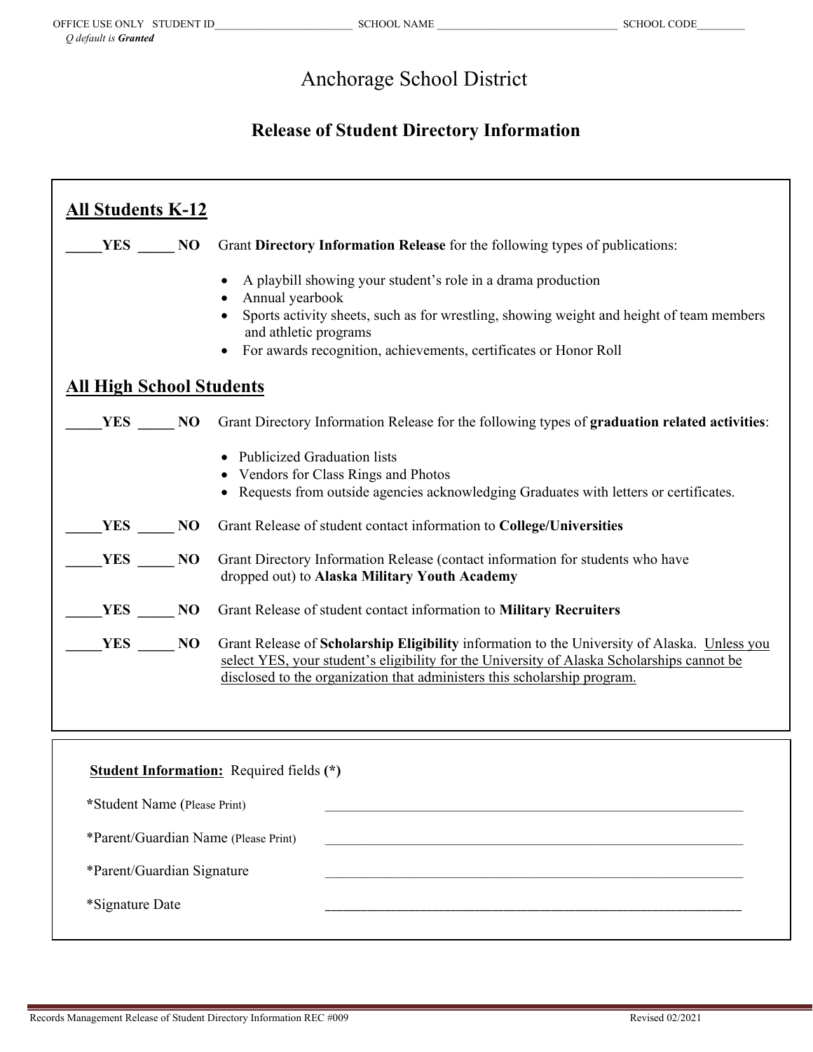OFFICE USE ONLY STUDENT ID_________________________ SCHOOL NAME _________________________________ SCHOOL CODE_________

*Q default is **Granted***

# Anchorage School District

## Release of Student Directory Information

### All Students K-12

**_____YES _____ NO** Grant **Directory Information Release** for the following types of publications:

- A playbill showing your student's role in a drama production
- Annual yearbook
- Sports activity sheets, such as for wrestling, showing weight and height of team members and athletic programs
- For awards recognition, achievements, certificates or Honor Roll

### All High School Students

**_____YES _____ NO** Grant Directory Information Release for the following types of **graduation related activities**:

- Publicized Graduation lists
- Vendors for Class Rings and Photos
- Requests from outside agencies acknowledging Graduates with letters or certificates.

**_____YES _____ NO** Grant Release of student contact information to **College/Universities**

**_____YES _____ NO** Grant Directory Information Release (contact information for students who have dropped out) to **Alaska Military Youth Academy**

**_____YES _____ NO** Grant Release of student contact information to **Military Recruiters**

**_____YES _____ NO** Grant Release of **Scholarship Eligibility** information to the University of Alaska. <u>Unless you select YES, your student's eligibility for the University of Alaska Scholarships cannot be disclosed to the organization that administers this scholarship program.</u>

**Student Information:** Required fields **(*)**

**\***Student Name (Please Print) ____________________________________________

*Parent/Guardian Name (Please Print) ____________________________________________

*Parent/Guardian Signature ____________________________________________

*Signature Date ____________________________________________

Records Management Release of Student Directory Information REC #009 Revised 02/2021